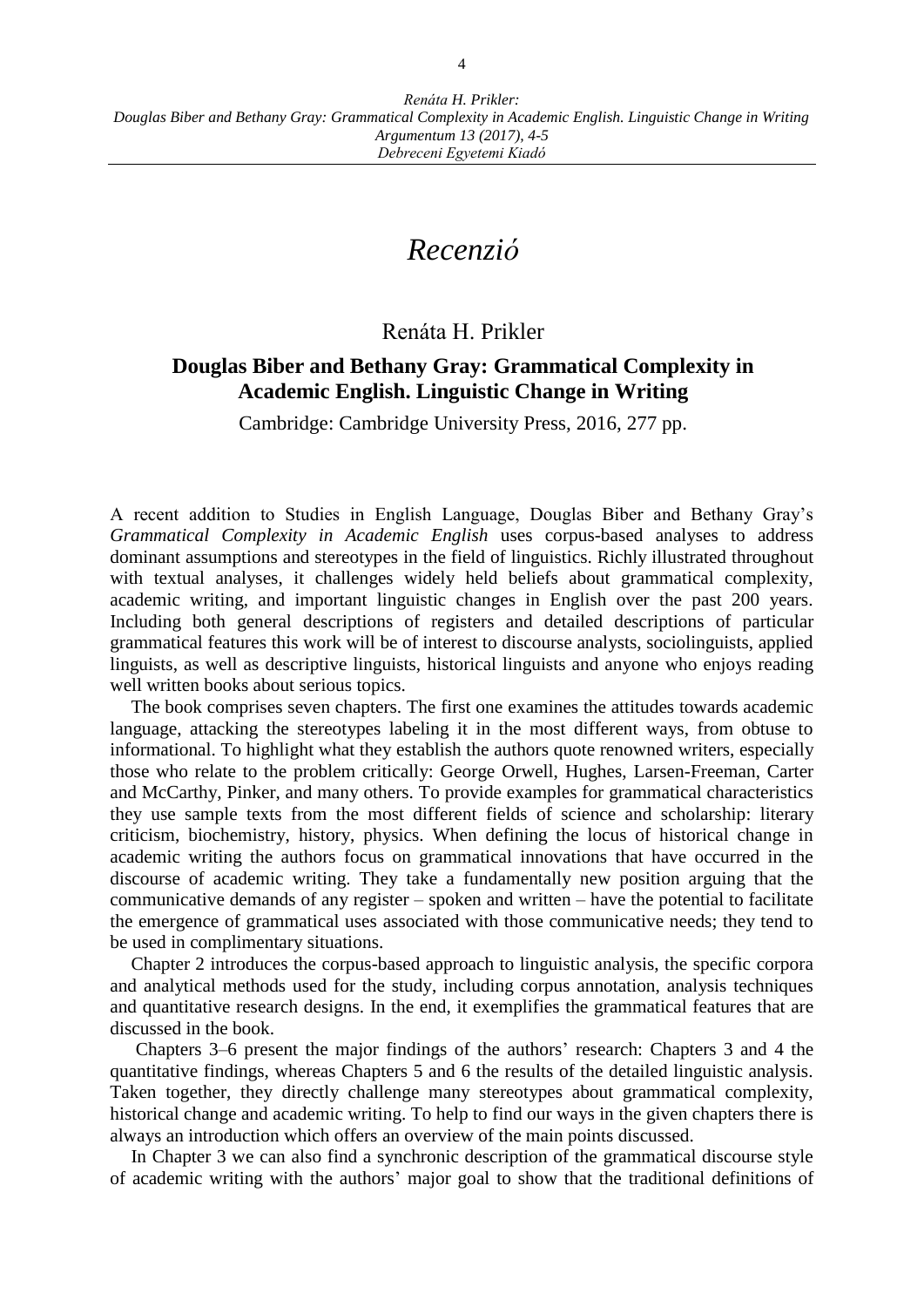# *Recenzió*

Renáta H. Prikler

## Douglas Biber and Bethany Gray: Grammatical Complexity in Academic English. Linguistic Change in Writing

Cambridge: Cambridge University Press, 2016, 277 pp.

A recent addition to Studies in English Language, Douglas Biber and Bethany Gray's *Grammatical Complexity in Academic English* uses corpus-based analyses to address dominant assumptions and stereotypes in the field of linguistics. Richly illustrated throughout with textual analyses, it challenges widely held beliefs about grammatical complexity, academic writing, and important linguistic changes in English over the past 200 years. Including both general descriptions of registers and detailed descriptions of particular grammatical features this work will be of interest to discourse analysts, sociolinguists, applied linguists, as well as descriptive linguists, historical linguists and anyone who enjoys reading well written books about serious topics.

The book comprises seven chapters. The first one examines the attitudes towards academic language, attacking the stereotypes labeling it in the most different ways, from obtuse to informational. To highlight what they establish the authors quote renowned writers, especially those who relate to the problem critically: George Orwell, Hughes, Larsen-Freeman, Carter and McCarthy, Pinker, and many others. To provide examples for grammatical characteristics they use sample texts from the most different fields of science and scholarship: literary criticism, biochemistry, history, physics. When defining the locus of historical change in academic writing the authors focus on grammatical innovations that have occurred in the discourse of academic writing. They take a fundamentally new position arguing that the communicative demands of any register – spoken and written – have the potential to facilitate the emergence of grammatical uses associated with those communicative needs; they tend to be used in complimentary situations.

Chapter 2 introduces the corpus-based approach to linguistic analysis, the specific corpora and analytical methods used for the study, including corpus annotation, analysis techniques and quantitative research designs. In the end, it exemplifies the grammatical features that are discussed in the book.

Chapters 3–6 present the major findings of the authors' research: Chapters 3 and 4 the quantitative findings, whereas Chapters 5 and 6 the results of the detailed linguistic analysis. Taken together, they directly challenge many stereotypes about grammatical complexity, historical change and academic writing. To help to find our ways in the given chapters there is always an introduction which offers an overview of the main points discussed.

In Chapter 3 we can also find a synchronic description of the grammatical discourse style of academic writing with the authors' major goal to show that the traditional definitions of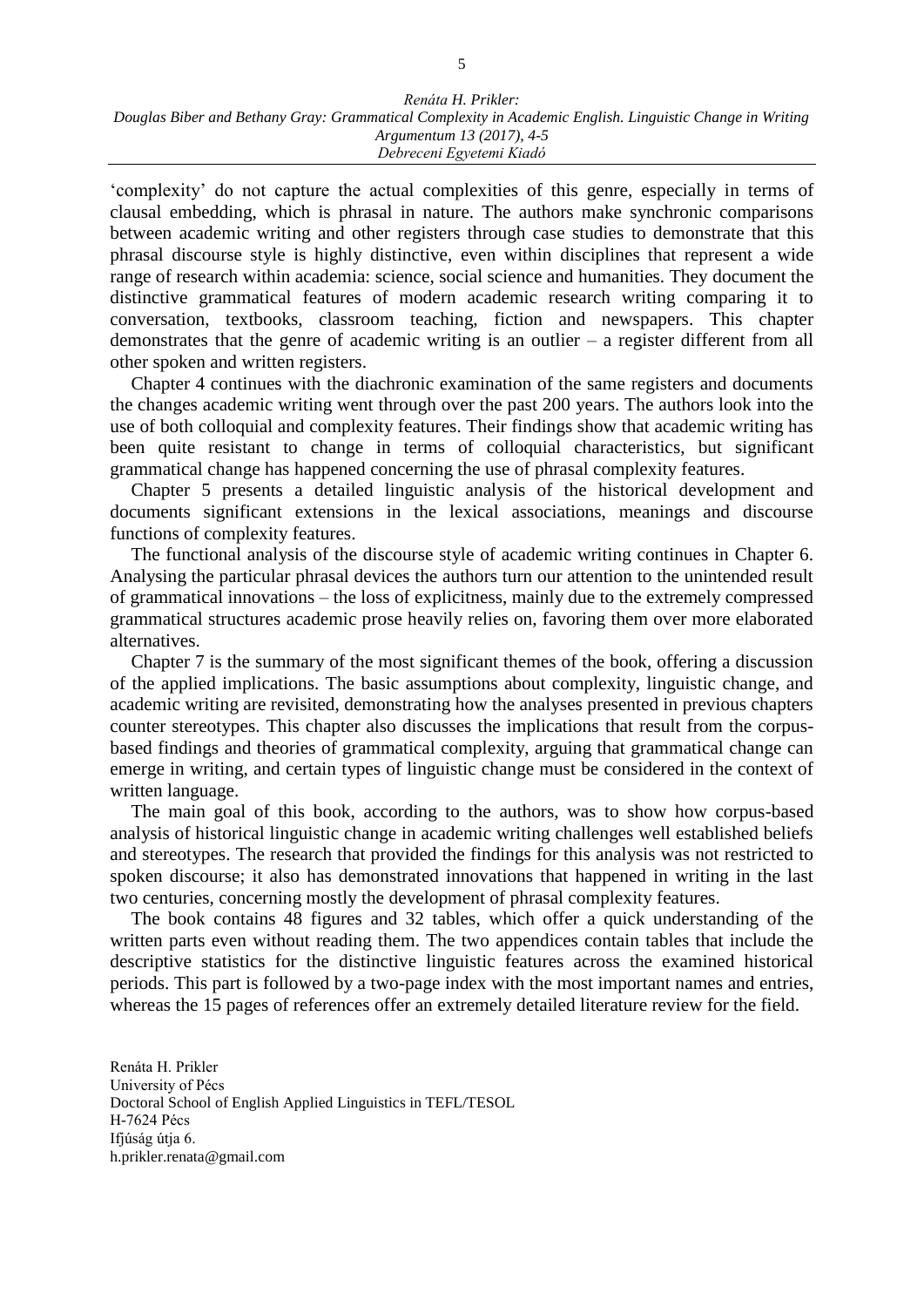'complexity' do not capture the actual complexities of this genre, especially in terms of clausal embedding, which is phrasal in nature. The authors make synchronic comparisons between academic writing and other registers through case studies to demonstrate that this phrasal discourse style is highly distinctive, even within disciplines that represent a wide range of research within academia: science, social science and humanities. They document the distinctive grammatical features of modern academic research writing comparing it to conversation, textbooks, classroom teaching, fiction and newspapers. This chapter demonstrates that the genre of academic writing is an outlier – a register different from all other spoken and written registers.

Chapter 4 continues with the diachronic examination of the same registers and documents the changes academic writing went through over the past 200 years. The authors look into the use of both colloquial and complexity features. Their findings show that academic writing has been quite resistant to change in terms of colloquial characteristics, but significant grammatical change has happened concerning the use of phrasal complexity features.

Chapter 5 presents a detailed linguistic analysis of the historical development and documents significant extensions in the lexical associations, meanings and discourse functions of complexity features.

The functional analysis of the discourse style of academic writing continues in Chapter 6. Analysing the particular phrasal devices the authors turn our attention to the unintended result of grammatical innovations – the loss of explicitness, mainly due to the extremely compressed grammatical structures academic prose heavily relies on, favoring them over more elaborated alternatives.

Chapter 7 is the summary of the most significant themes of the book, offering a discussion of the applied implications. The basic assumptions about complexity, linguistic change, and academic writing are revisited, demonstrating how the analyses presented in previous chapters counter stereotypes. This chapter also discusses the implications that result from the corpus-based findings and theories of grammatical complexity, arguing that grammatical change can emerge in writing, and certain types of linguistic change must be considered in the context of written language.

The main goal of this book, according to the authors, was to show how corpus-based analysis of historical linguistic change in academic writing challenges well established beliefs and stereotypes. The research that provided the findings for this analysis was not restricted to spoken discourse; it also has demonstrated innovations that happened in writing in the last two centuries, concerning mostly the development of phrasal complexity features.

The book contains 48 figures and 32 tables, which offer a quick understanding of the written parts even without reading them. The two appendices contain tables that include the descriptive statistics for the distinctive linguistic features across the examined historical periods. This part is followed by a two-page index with the most important names and entries, whereas the 15 pages of references offer an extremely detailed literature review for the field.

Renáta H. Prikler
University of Pécs
Doctoral School of English Applied Linguistics in TEFL/TESOL
H-7624 Pécs
Ifjúság útja 6.
h.prikler.renata@gmail.com